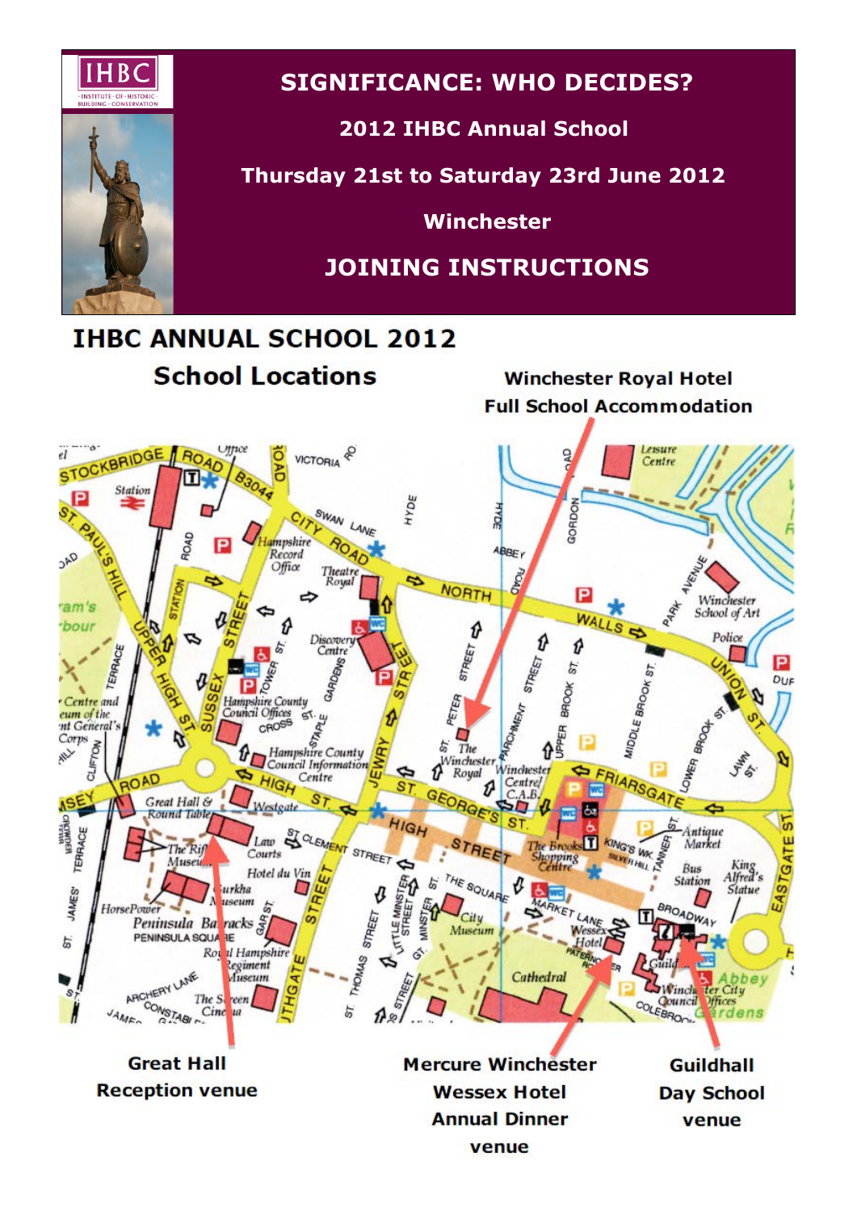# SIGNIFICANCE: WHO DECIDES?

**2012 IHBC Annual School**

**Thursday 21st to Saturday 23rd June 2012**

**Winchester**

## JOINING INSTRUCTIONS

## IHBC ANNUAL SCHOOL 2012

### School Locations

**Winchester Royal Hotel**
**Full School Accommodation**

**Great Hall**
**Reception venue**

**Mercure Winchester Wessex Hotel**
**Annual Dinner venue**

**Guildhall**
**Day School venue**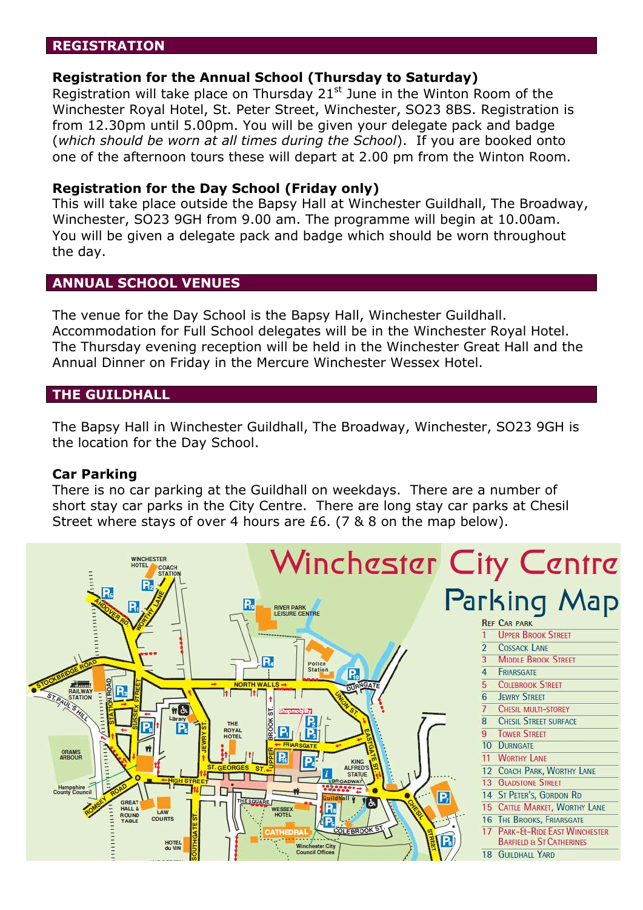## REGISTRATION

**Registration for the Annual School (Thursday to Saturday)**
Registration will take place on Thursday 21st June in the Winton Room of the Winchester Royal Hotel, St. Peter Street, Winchester, SO23 8BS. Registration is from 12.30pm until 5.00pm. You will be given your delegate pack and badge (*which should be worn at all times during the School*). If you are booked onto one of the afternoon tours these will depart at 2.00 pm from the Winton Room.

**Registration for the Day School (Friday only)**
This will take place outside the Bapsy Hall at Winchester Guildhall, The Broadway, Winchester, SO23 9GH from 9.00 am. The programme will begin at 10.00am. You will be given a delegate pack and badge which should be worn throughout the day.

## ANNUAL SCHOOL VENUES

The venue for the Day School is the Bapsy Hall, Winchester Guildhall. Accommodation for Full School delegates will be in the Winchester Royal Hotel. The Thursday evening reception will be held in the Winchester Great Hall and the Annual Dinner on Friday in the Mercure Winchester Wessex Hotel.

## THE GUILDHALL

The Bapsy Hall in Winchester Guildhall, The Broadway, Winchester, SO23 9GH is the location for the Day School.

**Car Parking**
There is no car parking at the Guildhall on weekdays. There are a number of short stay car parks in the City Centre. There are long stay car parks at Chesil Street where stays of over 4 hours are £6. (7 & 8 on the map below).

# Winchester City Centre Parking Map

| Ref | Car park |
|---|---|
| 1 | Upper Brook Street |
| 2 | Cossack Lane |
| 3 | Middle Brook Street |
| 4 | Friarsgate |
| 5 | Colebrook Street |
| 6 | Jewry Street |
| 7 | Chesil Multi-Storey |
| 8 | Chesil Street Surface |
| 9 | Tower Street |
| 10 | Durngate |
| 11 | Worthy Lane |
| 12 | Coach Park, Worthy Lane |
| 13 | Gladstone Street |
| 14 | St Peter's, Gordon Rd |
| 15 | Cattle Market, Worthy Lane |
| 16 | The Brooks, Friarsgate |
| 17 | Park-&-Ride East Winchester Barfield & St Catherines |
| 18 | Guildhall Yard |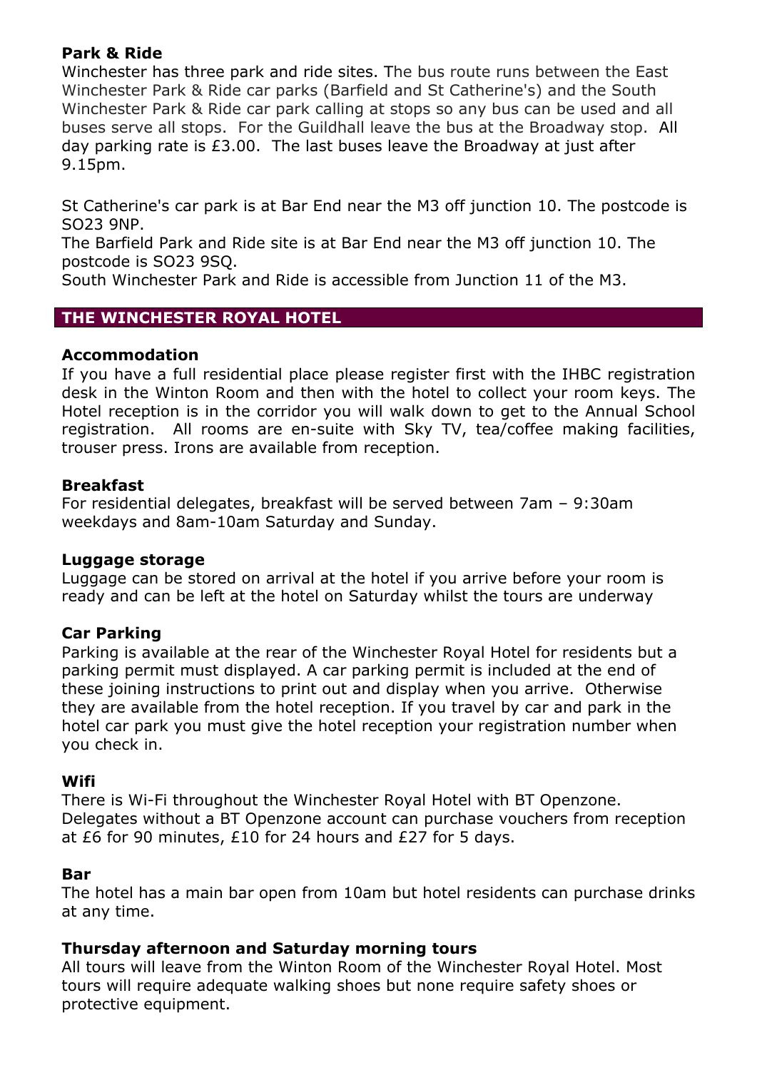**Park & Ride**

Winchester has three park and ride sites. The bus route runs between the East Winchester Park & Ride car parks (Barfield and St Catherine's) and the South Winchester Park & Ride car park calling at stops so any bus can be used and all buses serve all stops. For the Guildhall leave the bus at the Broadway stop. All day parking rate is £3.00. The last buses leave the Broadway at just after 9.15pm.

St Catherine's car park is at Bar End near the M3 off junction 10. The postcode is SO23 9NP.
The Barfield Park and Ride site is at Bar End near the M3 off junction 10. The postcode is SO23 9SQ.
South Winchester Park and Ride is accessible from Junction 11 of the M3.

## THE WINCHESTER ROYAL HOTEL

**Accommodation**

If you have a full residential place please register first with the IHBC registration desk in the Winton Room and then with the hotel to collect your room keys. The Hotel reception is in the corridor you will walk down to get to the Annual School registration. All rooms are en-suite with Sky TV, tea/coffee making facilities, trouser press. Irons are available from reception.

**Breakfast**

For residential delegates, breakfast will be served between 7am – 9:30am weekdays and 8am-10am Saturday and Sunday.

**Luggage storage**

Luggage can be stored on arrival at the hotel if you arrive before your room is ready and can be left at the hotel on Saturday whilst the tours are underway

**Car Parking**

Parking is available at the rear of the Winchester Royal Hotel for residents but a parking permit must displayed. A car parking permit is included at the end of these joining instructions to print out and display when you arrive. Otherwise they are available from the hotel reception. If you travel by car and park in the hotel car park you must give the hotel reception your registration number when you check in.

**Wifi**

There is Wi-Fi throughout the Winchester Royal Hotel with BT Openzone. Delegates without a BT Openzone account can purchase vouchers from reception at £6 for 90 minutes, £10 for 24 hours and £27 for 5 days.

**Bar**

The hotel has a main bar open from 10am but hotel residents can purchase drinks at any time.

**Thursday afternoon and Saturday morning tours**

All tours will leave from the Winton Room of the Winchester Royal Hotel. Most tours will require adequate walking shoes but none require safety shoes or protective equipment.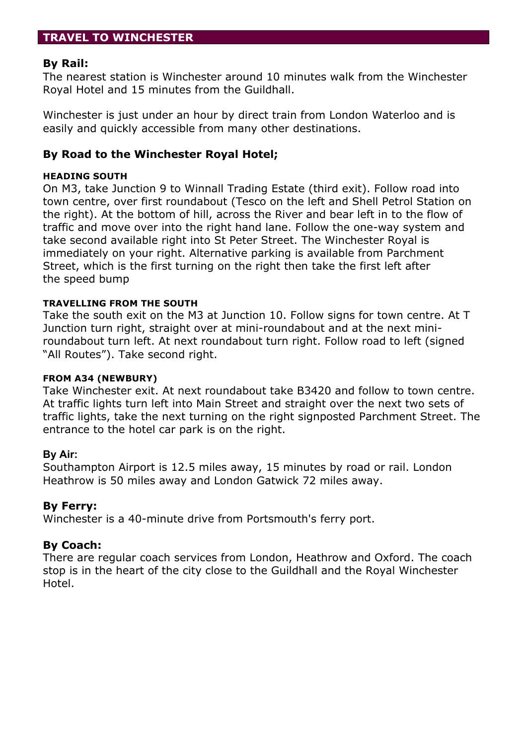## TRAVEL TO WINCHESTER

### By Rail:

The nearest station is Winchester around 10 minutes walk from the Winchester Royal Hotel and 15 minutes from the Guildhall.

Winchester is just under an hour by direct train from London Waterloo and is easily and quickly accessible from many other destinations.

### By Road to the Winchester Royal Hotel;

#### HEADING SOUTH

On M3, take Junction 9 to Winnall Trading Estate (third exit). Follow road into town centre, over first roundabout (Tesco on the left and Shell Petrol Station on the right). At the bottom of hill, across the River and bear left in to the flow of traffic and move over into the right hand lane. Follow the one-way system and take second available right into St Peter Street. The Winchester Royal is immediately on your right. Alternative parking is available from Parchment Street, which is the first turning on the right then take the first left after the speed bump

#### TRAVELLING FROM THE SOUTH

Take the south exit on the M3 at Junction 10. Follow signs for town centre. At T Junction turn right, straight over at mini-roundabout and at the next mini-roundabout turn left. At next roundabout turn right. Follow road to left (signed "All Routes"). Take second right.

#### FROM A34 (NEWBURY)

Take Winchester exit. At next roundabout take B3420 and follow to town centre. At traffic lights turn left into Main Street and straight over the next two sets of traffic lights, take the next turning on the right signposted Parchment Street. The entrance to the hotel car park is on the right.

### By Air:

Southampton Airport is 12.5 miles away, 15 minutes by road or rail. London Heathrow is 50 miles away and London Gatwick 72 miles away.

### By Ferry:

Winchester is a 40-minute drive from Portsmouth's ferry port.

### By Coach:

There are regular coach services from London, Heathrow and Oxford. The coach stop is in the heart of the city close to the Guildhall and the Royal Winchester Hotel.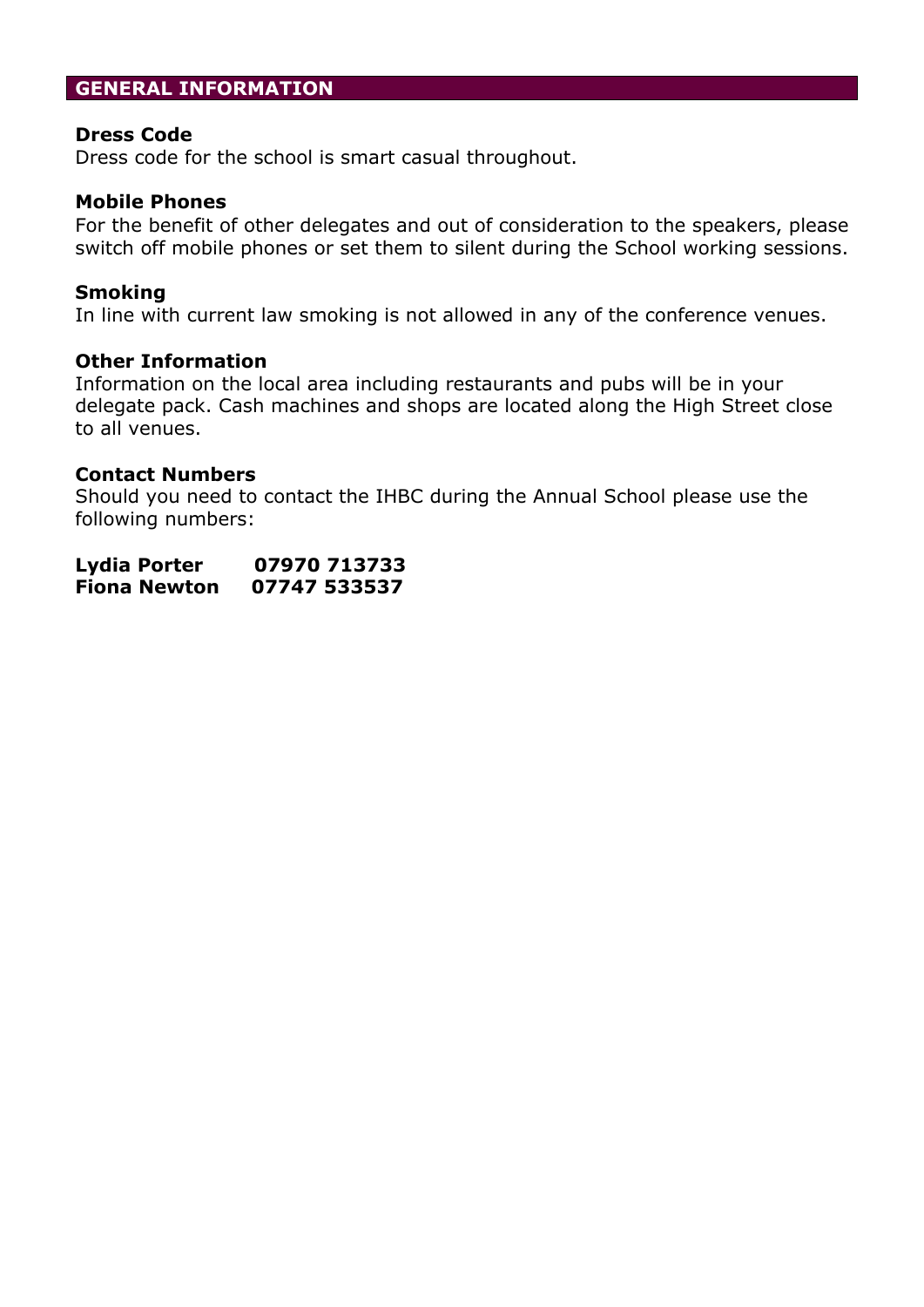## GENERAL INFORMATION

### Dress Code

Dress code for the school is smart casual throughout.

### Mobile Phones

For the benefit of other delegates and out of consideration to the speakers, please switch off mobile phones or set them to silent during the School working sessions.

### Smoking

In line with current law smoking is not allowed in any of the conference venues.

### Other Information

Information on the local area including restaurants and pubs will be in your delegate pack. Cash machines and shops are located along the High Street close to all venues.

### Contact Numbers

Should you need to contact the IHBC during the Annual School please use the following numbers:

**Lydia Porter 07970 713733**
**Fiona Newton 07747 533537**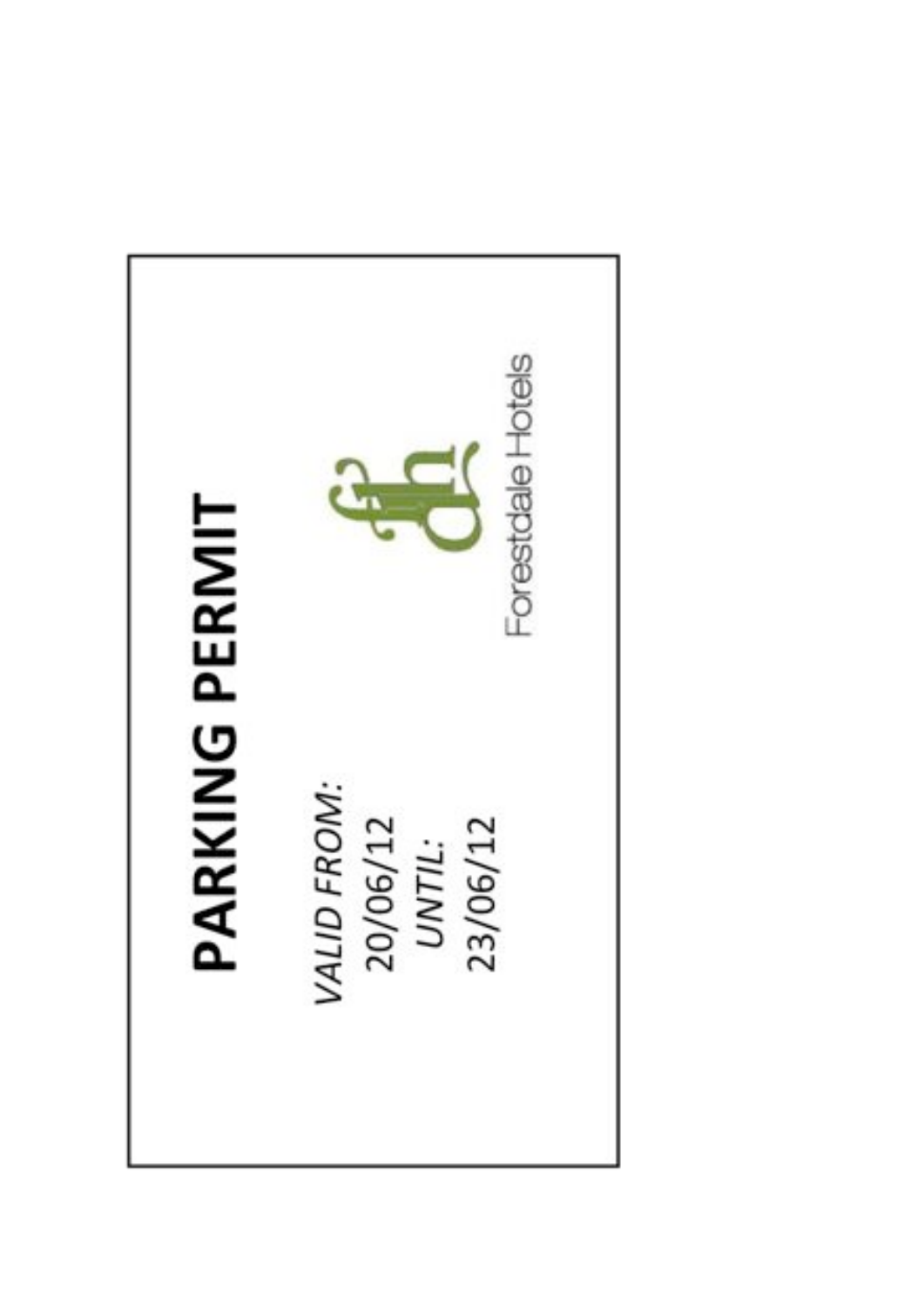# PARKING PERMIT

*VALID FROM:*
20/06/12
*UNTIL:*
23/06/12

Forestdale Hotels